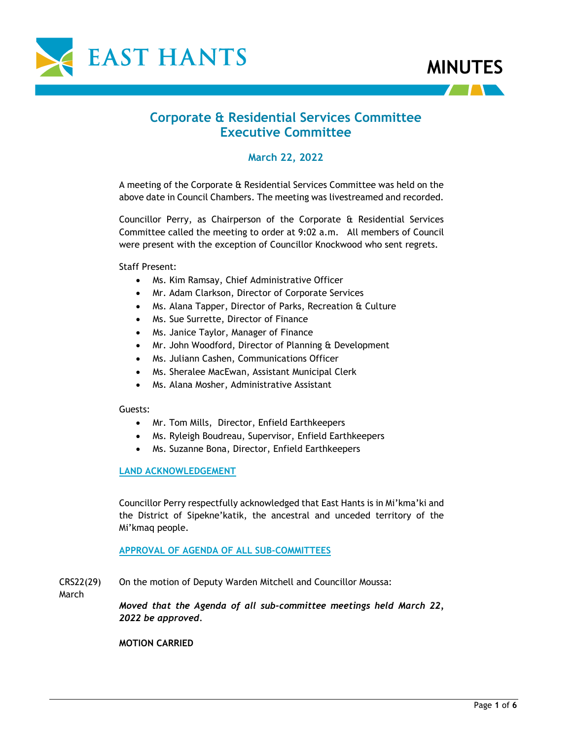# MINUTES

## Corporate & Residential Services Committee
## Executive Committee

### March 22, 2022

A meeting of the Corporate & Residential Services Committee was held on the above date in Council Chambers. The meeting was livestreamed and recorded.

Councillor Perry, as Chairperson of the Corporate & Residential Services Committee called the meeting to order at 9:02 a.m. All members of Council were present with the exception of Councillor Knockwood who sent regrets.

Staff Present:

- Ms. Kim Ramsay, Chief Administrative Officer
- Mr. Adam Clarkson, Director of Corporate Services
- Ms. Alana Tapper, Director of Parks, Recreation & Culture
- Ms. Sue Surrette, Director of Finance
- Ms. Janice Taylor, Manager of Finance
- Mr. John Woodford, Director of Planning & Development
- Ms. Juliann Cashen, Communications Officer
- Ms. Sheralee MacEwan, Assistant Municipal Clerk
- Ms. Alana Mosher, Administrative Assistant

Guests:

- Mr. Tom Mills, Director, Enfield Earthkeepers
- Ms. Ryleigh Boudreau, Supervisor, Enfield Earthkeepers
- Ms. Suzanne Bona, Director, Enfield Earthkeepers

**LAND ACKNOWLEDGEMENT**

Councillor Perry respectfully acknowledged that East Hants is in Mi'kma'ki and the District of Sipekne'katik, the ancestral and unceded territory of the Mi'kmaq people.

**APPROVAL OF AGENDA OF ALL SUB-COMMITTEES**

CRS22(29) March

On the motion of Deputy Warden Mitchell and Councillor Moussa:

***Moved that the Agenda of all sub-committee meetings held March 22, 2022 be approved.***

**MOTION CARRIED**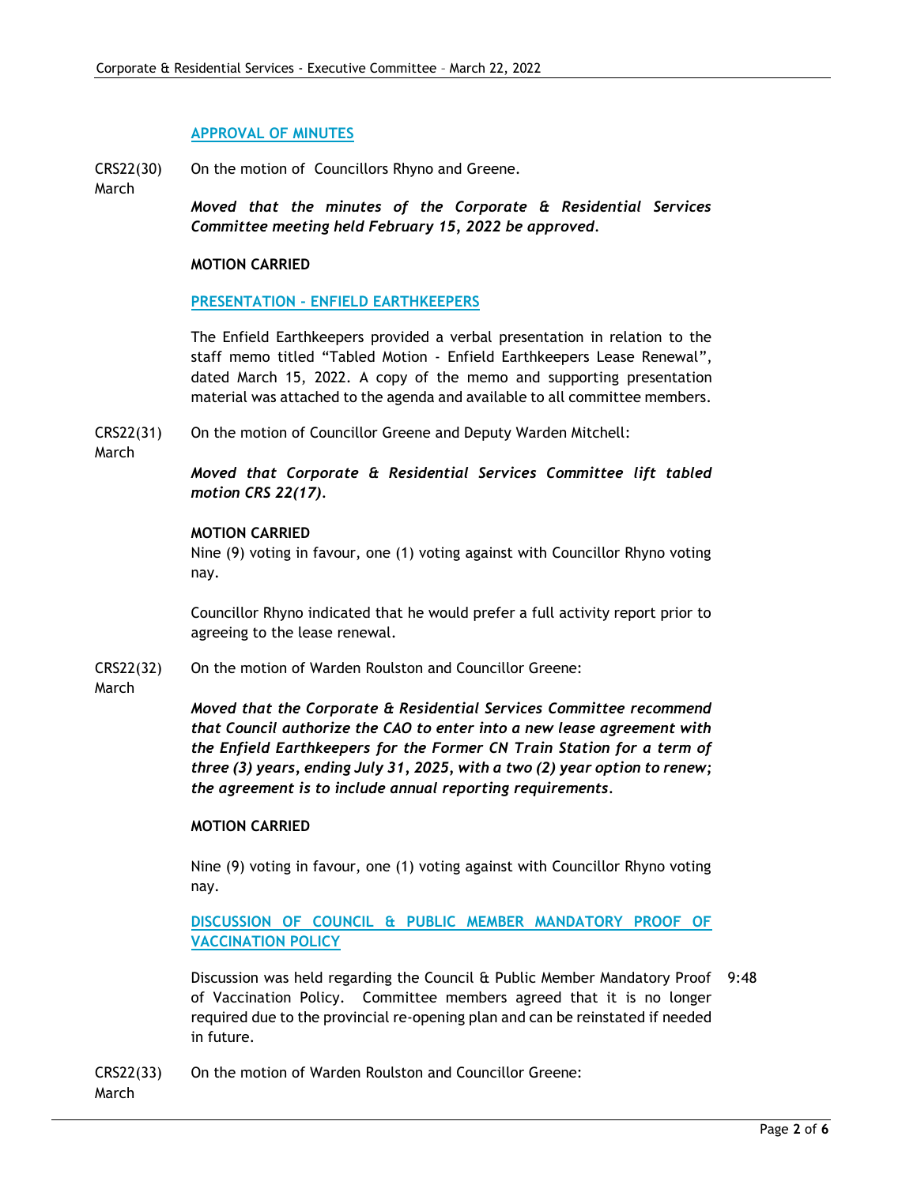## APPROVAL OF MINUTES

CRS22(30) March

On the motion of Councillors Rhyno and Greene.

***Moved that the minutes of the Corporate & Residential Services Committee meeting held February 15, 2022 be approved.***

**MOTION CARRIED**

## PRESENTATION - ENFIELD EARTHKEEPERS

The Enfield Earthkeepers provided a verbal presentation in relation to the staff memo titled "Tabled Motion - Enfield Earthkeepers Lease Renewal", dated March 15, 2022. A copy of the memo and supporting presentation material was attached to the agenda and available to all committee members.

CRS22(31) March

On the motion of Councillor Greene and Deputy Warden Mitchell:

***Moved that Corporate & Residential Services Committee lift tabled motion CRS 22(17).***

**MOTION CARRIED**
Nine (9) voting in favour, one (1) voting against with Councillor Rhyno voting nay.

Councillor Rhyno indicated that he would prefer a full activity report prior to agreeing to the lease renewal.

CRS22(32) March

On the motion of Warden Roulston and Councillor Greene:

***Moved that the Corporate & Residential Services Committee recommend that Council authorize the CAO to enter into a new lease agreement with the Enfield Earthkeepers for the Former CN Train Station for a term of three (3) years, ending July 31, 2025, with a two (2) year option to renew; the agreement is to include annual reporting requirements.***

**MOTION CARRIED**

Nine (9) voting in favour, one (1) voting against with Councillor Rhyno voting nay.

## DISCUSSION OF COUNCIL & PUBLIC MEMBER MANDATORY PROOF OF VACCINATION POLICY

9:48

Discussion was held regarding the Council & Public Member Mandatory Proof of Vaccination Policy. Committee members agreed that it is no longer required due to the provincial re-opening plan and can be reinstated if needed in future.

CRS22(33) March

On the motion of Warden Roulston and Councillor Greene: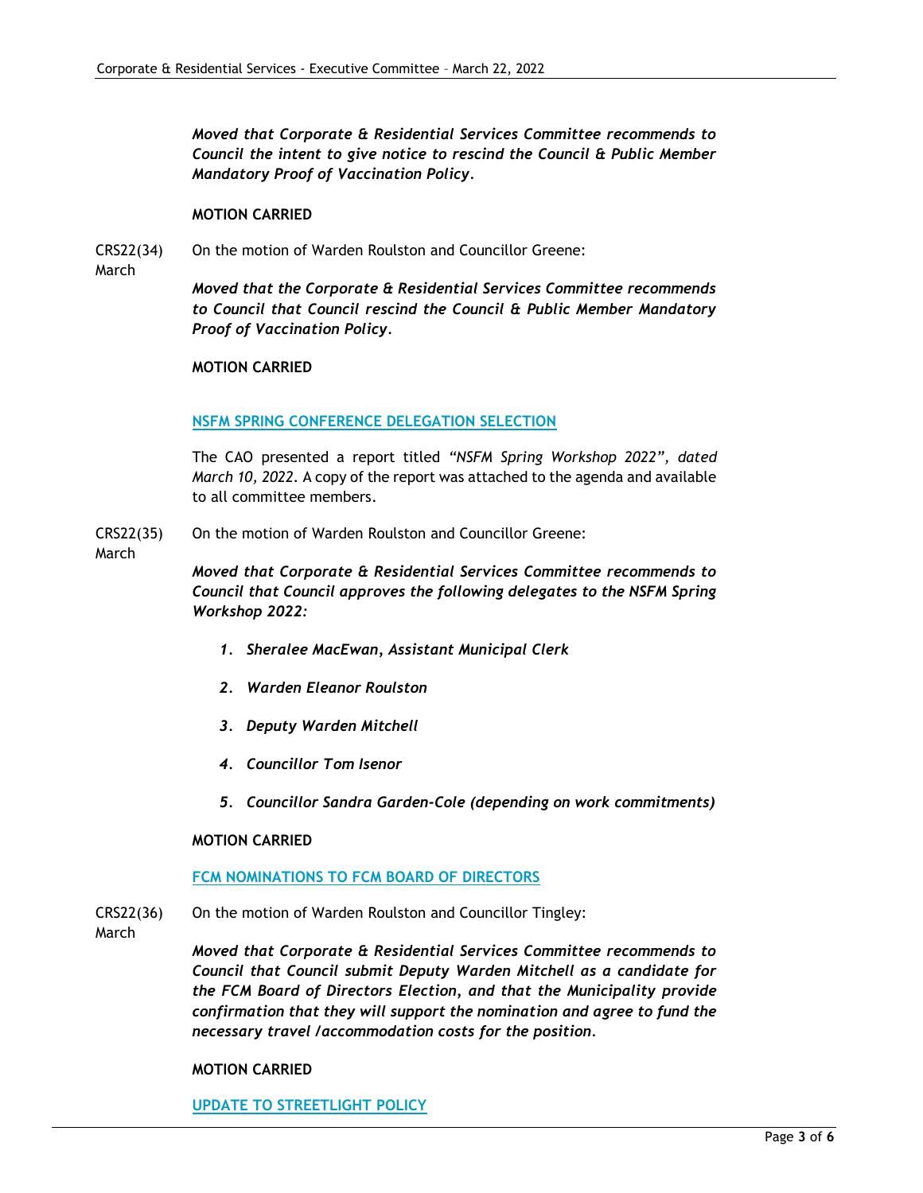***Moved that Corporate & Residential Services Committee recommends to Council the intent to give notice to rescind the Council & Public Member Mandatory Proof of Vaccination Policy.***

**MOTION CARRIED**

CRS22(34) March — On the motion of Warden Roulston and Councillor Greene:

***Moved that the Corporate & Residential Services Committee recommends to Council that Council rescind the Council & Public Member Mandatory Proof of Vaccination Policy.***

**MOTION CARRIED**

**NSFM SPRING CONFERENCE DELEGATION SELECTION**

The CAO presented a report titled *"NSFM Spring Workshop 2022", dated March 10, 2022.* A copy of the report was attached to the agenda and available to all committee members.

CRS22(35) March — On the motion of Warden Roulston and Councillor Greene:

***Moved that Corporate & Residential Services Committee recommends to Council that Council approves the following delegates to the NSFM Spring Workshop 2022:***

1. ***Sheralee MacEwan, Assistant Municipal Clerk***
2. ***Warden Eleanor Roulston***
3. ***Deputy Warden Mitchell***
4. ***Councillor Tom Isenor***
5. ***Councillor Sandra Garden-Cole (depending on work commitments)***

**MOTION CARRIED**

**FCM NOMINATIONS TO FCM BOARD OF DIRECTORS**

CRS22(36) March — On the motion of Warden Roulston and Councillor Tingley:

***Moved that Corporate & Residential Services Committee recommends to Council that Council submit Deputy Warden Mitchell as a candidate for the FCM Board of Directors Election, and that the Municipality provide confirmation that they will support the nomination and agree to fund the necessary travel /accommodation costs for the position.***

**MOTION CARRIED**

**UPDATE TO STREETLIGHT POLICY**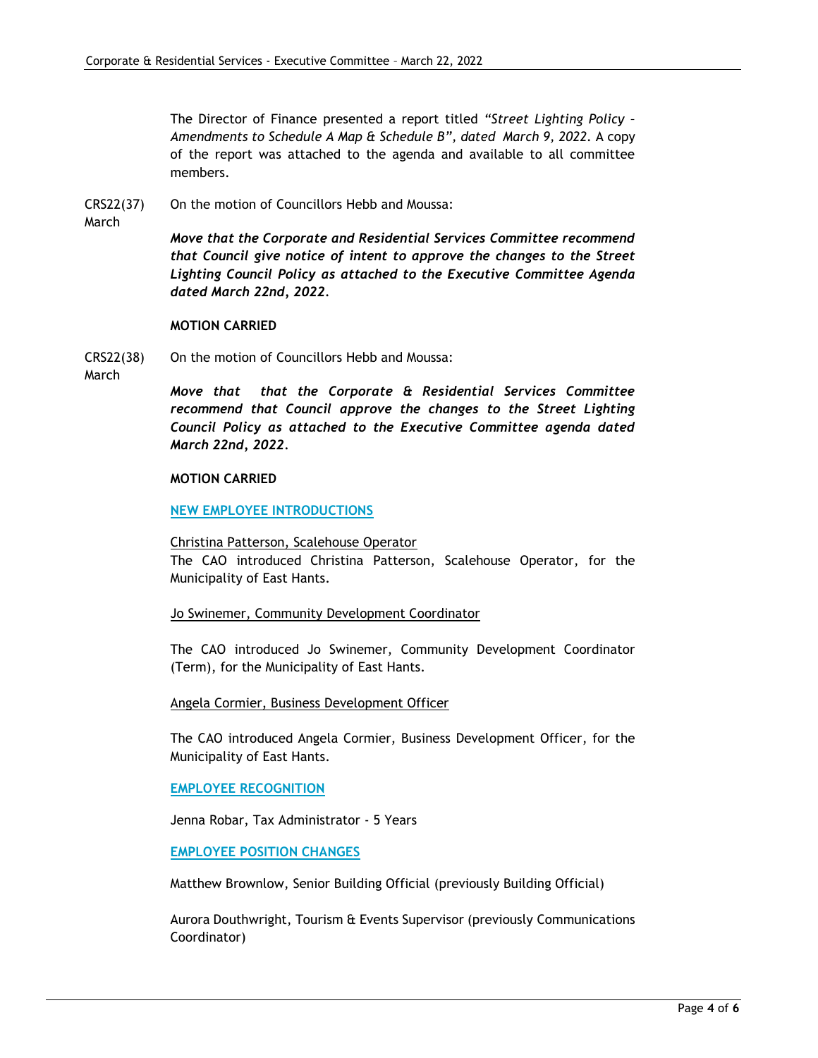The Director of Finance presented a report titled *"Street Lighting Policy – Amendments to Schedule A Map & Schedule B", dated March 9, 2022.* A copy of the report was attached to the agenda and available to all committee members.

CRS22(37) March

On the motion of Councillors Hebb and Moussa:

***Move that the Corporate and Residential Services Committee recommend that Council give notice of intent to approve the changes to the Street Lighting Council Policy as attached to the Executive Committee Agenda dated March 22nd, 2022.***

**MOTION CARRIED**

CRS22(38) March

On the motion of Councillors Hebb and Moussa:

***Move that that the Corporate & Residential Services Committee recommend that Council approve the changes to the Street Lighting Council Policy as attached to the Executive Committee agenda dated March 22nd, 2022.***

**MOTION CARRIED**

## NEW EMPLOYEE INTRODUCTIONS

Christina Patterson, Scalehouse Operator

The CAO introduced Christina Patterson, Scalehouse Operator, for the Municipality of East Hants.

Jo Swinemer, Community Development Coordinator

The CAO introduced Jo Swinemer, Community Development Coordinator (Term), for the Municipality of East Hants.

Angela Cormier, Business Development Officer

The CAO introduced Angela Cormier, Business Development Officer, for the Municipality of East Hants.

## EMPLOYEE RECOGNITION

Jenna Robar, Tax Administrator - 5 Years

## EMPLOYEE POSITION CHANGES

Matthew Brownlow, Senior Building Official (previously Building Official)

Aurora Douthwright, Tourism & Events Supervisor (previously Communications Coordinator)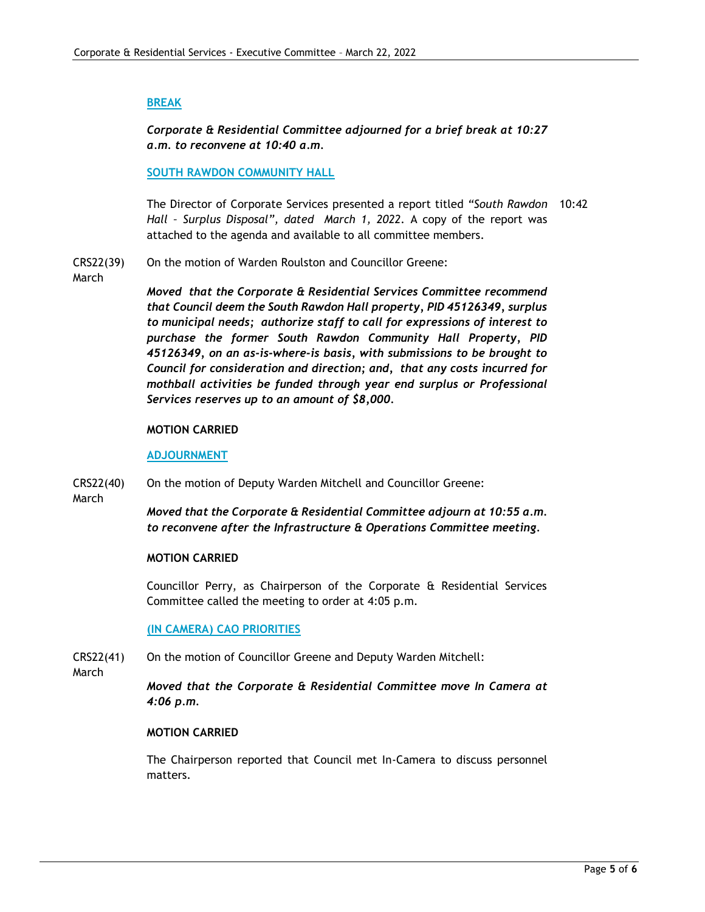## BREAK

***Corporate & Residential Committee adjourned for a brief break at 10:27 a.m. to reconvene at 10:40 a.m.***

## SOUTH RAWDON COMMUNITY HALL

The Director of Corporate Services presented a report titled *"South Rawdon Hall – Surplus Disposal", dated March 1, 2022*. A copy of the report was attached to the agenda and available to all committee members. 10:42

CRS22(39) March

On the motion of Warden Roulston and Councillor Greene:

***Moved that the Corporate & Residential Services Committee recommend that Council deem the South Rawdon Hall property, PID 45126349, surplus to municipal needs; authorize staff to call for expressions of interest to purchase the former South Rawdon Community Hall Property, PID 45126349, on an as-is-where-is basis, with submissions to be brought to Council for consideration and direction; and, that any costs incurred for mothball activities be funded through year end surplus or Professional Services reserves up to an amount of $8,000.***

**MOTION CARRIED**

## ADJOURNMENT

CRS22(40) March

On the motion of Deputy Warden Mitchell and Councillor Greene:

***Moved that the Corporate & Residential Committee adjourn at 10:55 a.m. to reconvene after the Infrastructure & Operations Committee meeting.***

**MOTION CARRIED**

Councillor Perry, as Chairperson of the Corporate & Residential Services Committee called the meeting to order at 4:05 p.m.

## (IN CAMERA) CAO PRIORITIES

CRS22(41) March

On the motion of Councillor Greene and Deputy Warden Mitchell:

***Moved that the Corporate & Residential Committee move In Camera at 4:06 p.m.***

**MOTION CARRIED**

The Chairperson reported that Council met In-Camera to discuss personnel matters.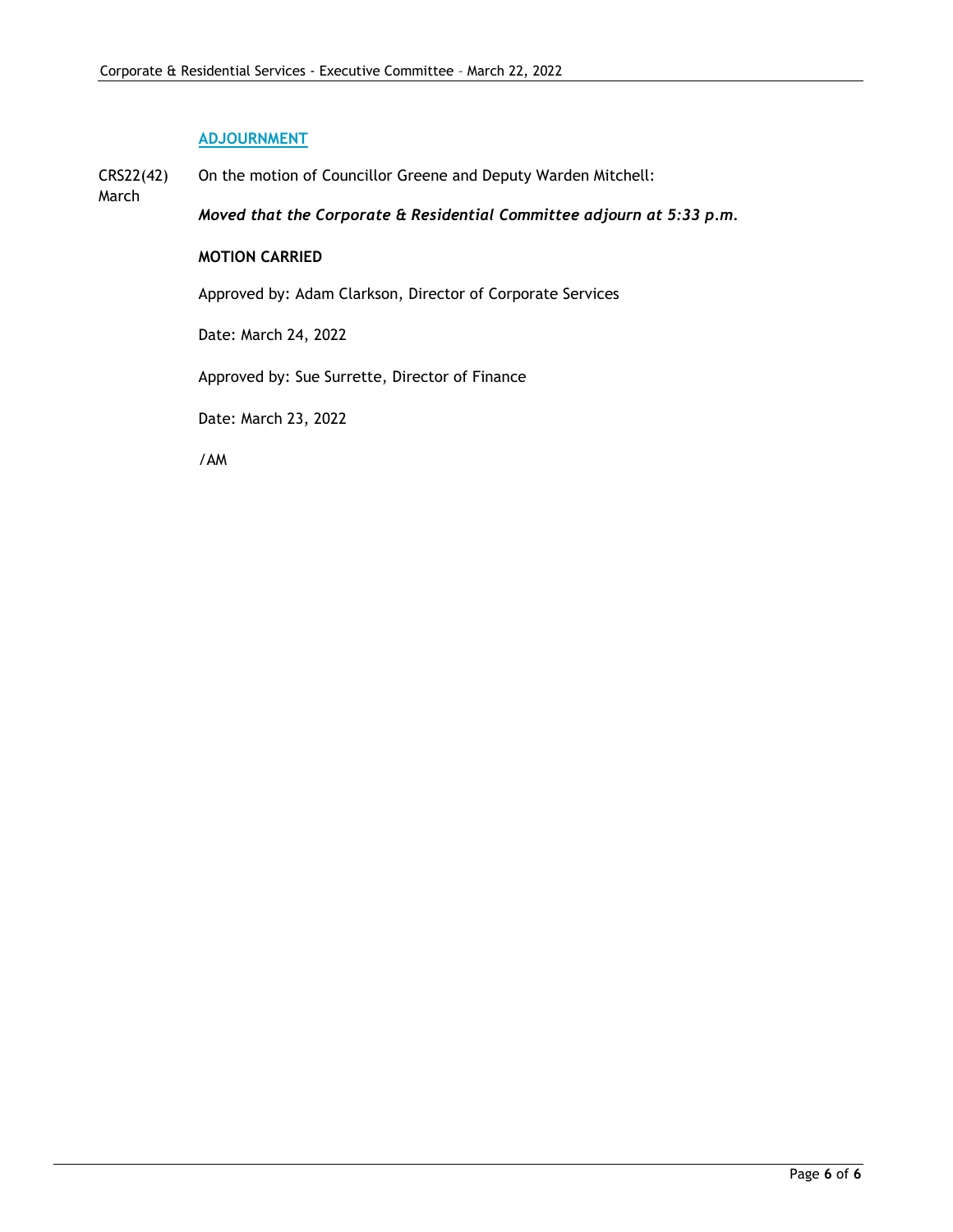## ADJOURNMENT

CRS22(42) March

On the motion of Councillor Greene and Deputy Warden Mitchell:

***Moved that the Corporate & Residential Committee adjourn at 5:33 p.m.***

**MOTION CARRIED**

Approved by: Adam Clarkson, Director of Corporate Services

Date: March 24, 2022

Approved by: Sue Surrette, Director of Finance

Date: March 23, 2022

/AM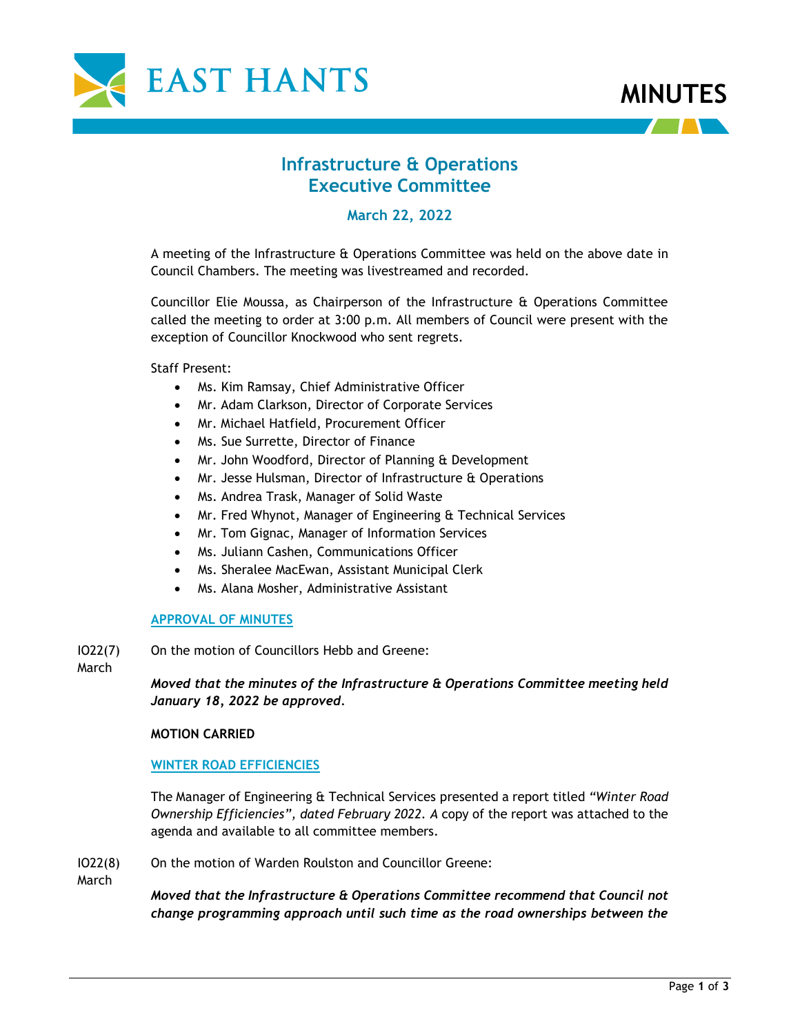# MINUTES

## Infrastructure & Operations Executive Committee

### March 22, 2022

A meeting of the Infrastructure & Operations Committee was held on the above date in Council Chambers. The meeting was livestreamed and recorded.

Councillor Elie Moussa, as Chairperson of the Infrastructure & Operations Committee called the meeting to order at 3:00 p.m. All members of Council were present with the exception of Councillor Knockwood who sent regrets.

Staff Present:

- Ms. Kim Ramsay, Chief Administrative Officer
- Mr. Adam Clarkson, Director of Corporate Services
- Mr. Michael Hatfield, Procurement Officer
- Ms. Sue Surrette, Director of Finance
- Mr. John Woodford, Director of Planning & Development
- Mr. Jesse Hulsman, Director of Infrastructure & Operations
- Ms. Andrea Trask, Manager of Solid Waste
- Mr. Fred Whynot, Manager of Engineering & Technical Services
- Mr. Tom Gignac, Manager of Information Services
- Ms. Juliann Cashen, Communications Officer
- Ms. Sheralee MacEwan, Assistant Municipal Clerk
- Ms. Alana Mosher, Administrative Assistant

**APPROVAL OF MINUTES**

IO22(7) March

On the motion of Councillors Hebb and Greene:

***Moved that the minutes of the Infrastructure & Operations Committee meeting held January 18, 2022 be approved.***

**MOTION CARRIED**

**WINTER ROAD EFFICIENCIES**

The Manager of Engineering & Technical Services presented a report titled *"Winter Road Ownership Efficiencies", dated February 2022. A* copy of the report was attached to the agenda and available to all committee members.

IO22(8) March

On the motion of Warden Roulston and Councillor Greene:

***Moved that the Infrastructure & Operations Committee recommend that Council not change programming approach until such time as the road ownerships between the***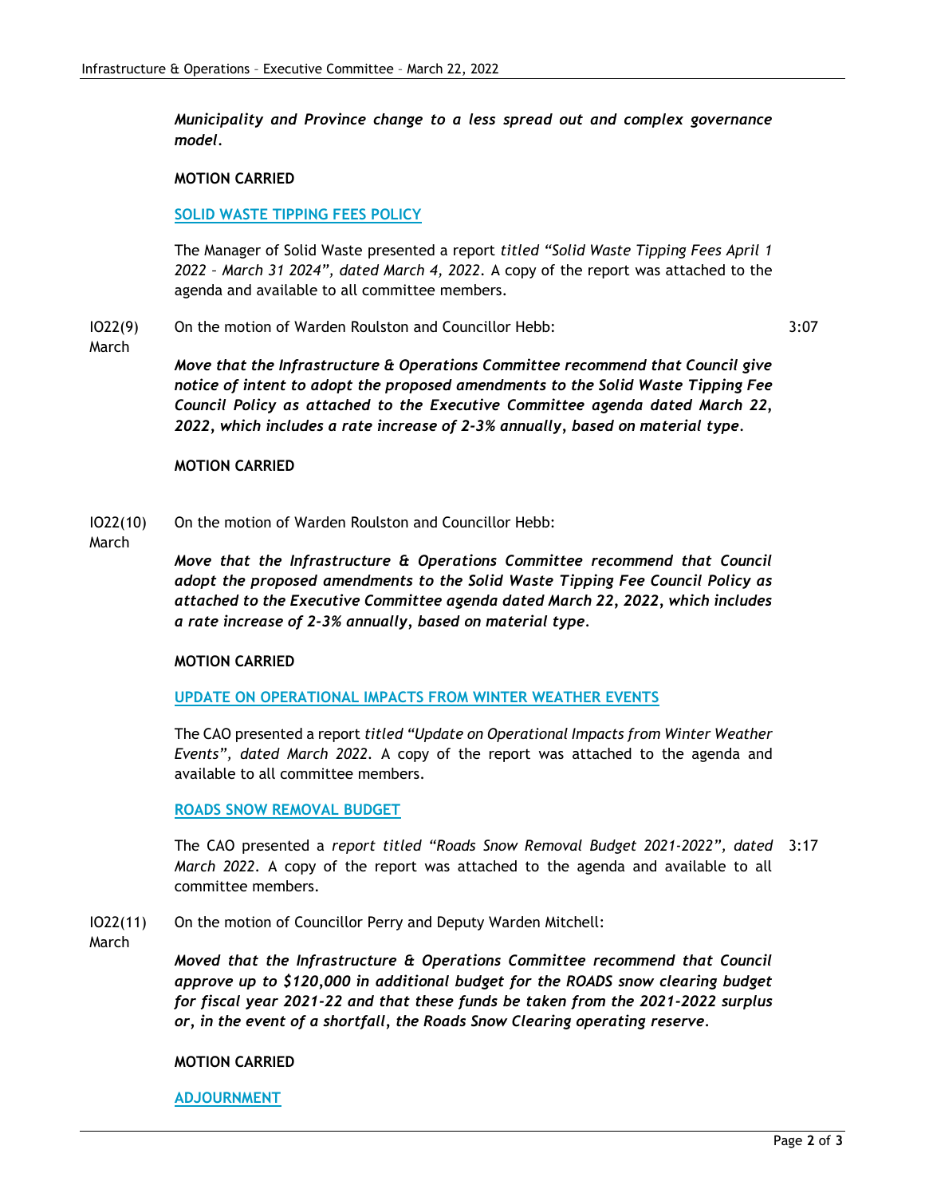***Municipality and Province change to a less spread out and complex governance model.***

**MOTION CARRIED**

**SOLID WASTE TIPPING FEES POLICY**

The Manager of Solid Waste presented a report *titled "Solid Waste Tipping Fees April 1 2022 – March 31 2024", dated March 4, 2022.* A copy of the report was attached to the agenda and available to all committee members.

IO22(9) March — On the motion of Warden Roulston and Councillor Hebb: — 3:07

***Move that the Infrastructure & Operations Committee recommend that Council give notice of intent to adopt the proposed amendments to the Solid Waste Tipping Fee Council Policy as attached to the Executive Committee agenda dated March 22, 2022, which includes a rate increase of 2-3% annually, based on material type.***

**MOTION CARRIED**

IO22(10) March — On the motion of Warden Roulston and Councillor Hebb:

***Move that the Infrastructure & Operations Committee recommend that Council adopt the proposed amendments to the Solid Waste Tipping Fee Council Policy as attached to the Executive Committee agenda dated March 22, 2022, which includes a rate increase of 2-3% annually, based on material type.***

**MOTION CARRIED**

**UPDATE ON OPERATIONAL IMPACTS FROM WINTER WEATHER EVENTS**

The CAO presented a report *titled "Update on Operational Impacts from Winter Weather Events", dated March 2022.* A copy of the report was attached to the agenda and available to all committee members.

**ROADS SNOW REMOVAL BUDGET**

The CAO presented a *report titled "Roads Snow Removal Budget 2021-2022", dated March 2022.* A copy of the report was attached to the agenda and available to all committee members. — 3:17

IO22(11) March — On the motion of Councillor Perry and Deputy Warden Mitchell:

***Moved that the Infrastructure & Operations Committee recommend that Council approve up to $120,000 in additional budget for the ROADS snow clearing budget for fiscal year 2021-22 and that these funds be taken from the 2021-2022 surplus or, in the event of a shortfall, the Roads Snow Clearing operating reserve.***

**MOTION CARRIED**

**ADJOURNMENT**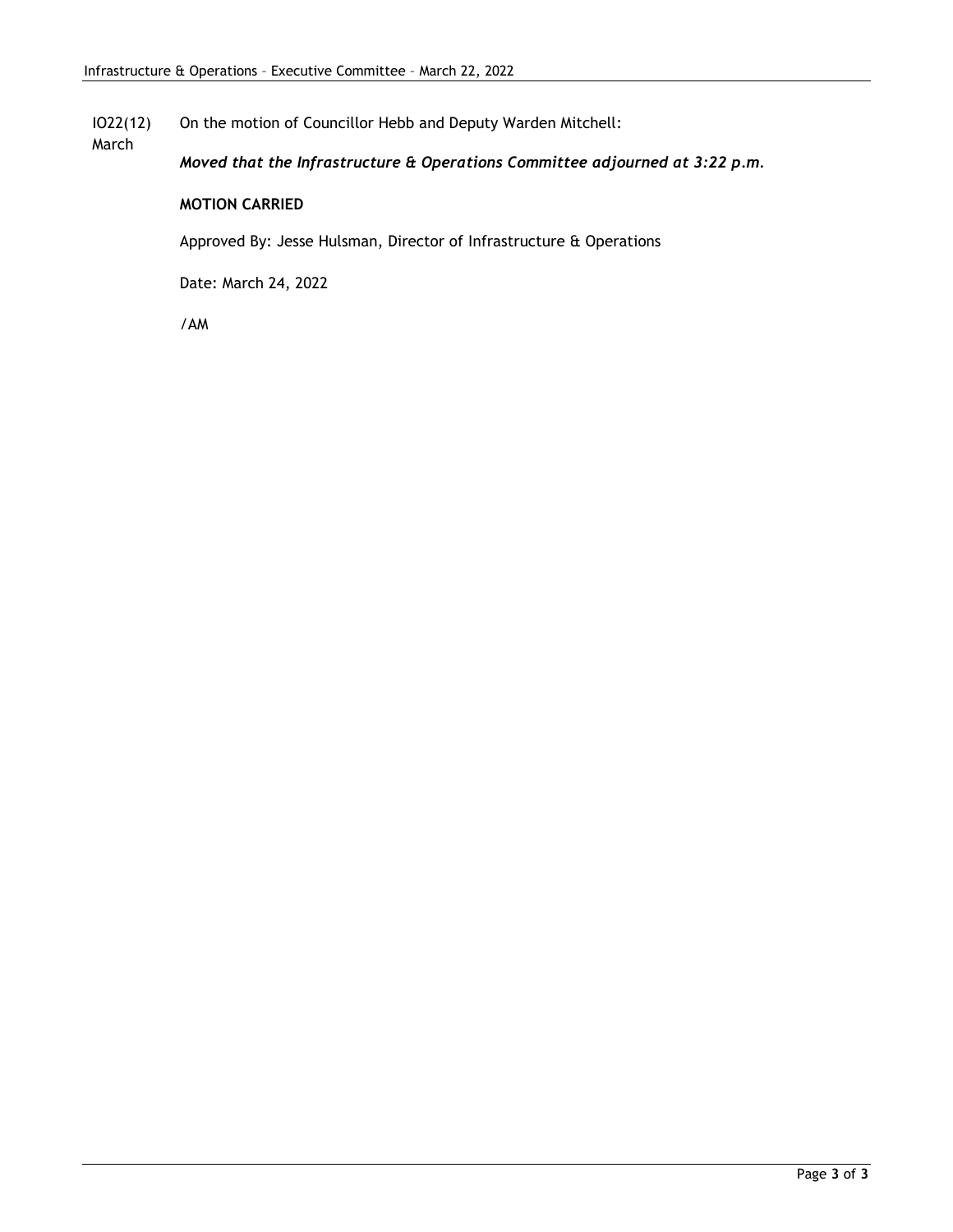IO22(12)
March

On the motion of Councillor Hebb and Deputy Warden Mitchell:

***Moved that the Infrastructure & Operations Committee adjourned at 3:22 p.m.***

**MOTION CARRIED**

Approved By: Jesse Hulsman, Director of Infrastructure & Operations

Date: March 24, 2022

/AM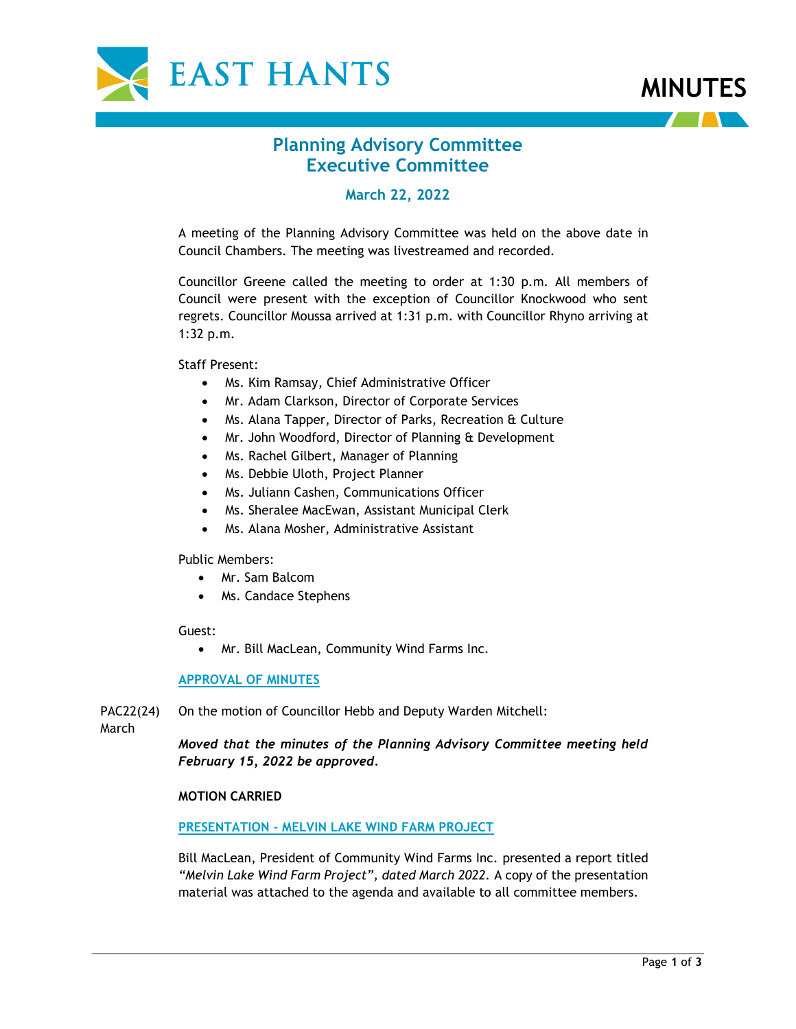# MINUTES

## Planning Advisory Committee
## Executive Committee

### March 22, 2022

A meeting of the Planning Advisory Committee was held on the above date in Council Chambers. The meeting was livestreamed and recorded.

Councillor Greene called the meeting to order at 1:30 p.m. All members of Council were present with the exception of Councillor Knockwood who sent regrets. Councillor Moussa arrived at 1:31 p.m. with Councillor Rhyno arriving at 1:32 p.m.

Staff Present:

- Ms. Kim Ramsay, Chief Administrative Officer
- Mr. Adam Clarkson, Director of Corporate Services
- Ms. Alana Tapper, Director of Parks, Recreation & Culture
- Mr. John Woodford, Director of Planning & Development
- Ms. Rachel Gilbert, Manager of Planning
- Ms. Debbie Uloth, Project Planner
- Ms. Juliann Cashen, Communications Officer
- Ms. Sheralee MacEwan, Assistant Municipal Clerk
- Ms. Alana Mosher, Administrative Assistant

Public Members:

- Mr. Sam Balcom
- Ms. Candace Stephens

Guest:

- Mr. Bill MacLean, Community Wind Farms Inc.

**APPROVAL OF MINUTES**

PAC22(24) March

On the motion of Councillor Hebb and Deputy Warden Mitchell:

***Moved that the minutes of the Planning Advisory Committee meeting held February 15, 2022 be approved.***

**MOTION CARRIED**

**PRESENTATION - MELVIN LAKE WIND FARM PROJECT**

Bill MacLean, President of Community Wind Farms Inc. presented a report titled *"Melvin Lake Wind Farm Project", dated March 2022.* A copy of the presentation material was attached to the agenda and available to all committee members.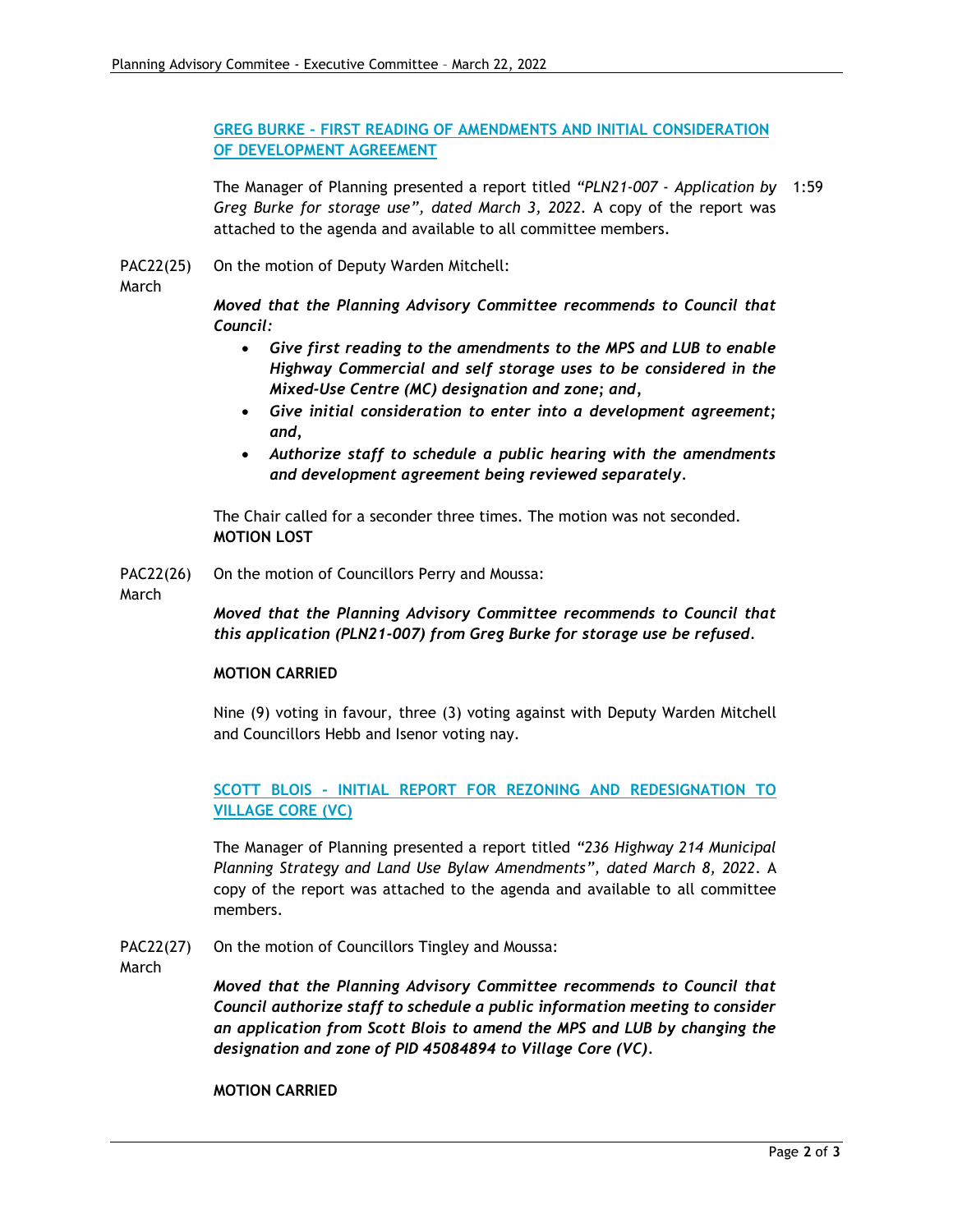## GREG BURKE - FIRST READING OF AMENDMENTS AND INITIAL CONSIDERATION OF DEVELOPMENT AGREEMENT

The Manager of Planning presented a report titled *"PLN21-007 - Application by Greg Burke for storage use", dated March 3, 2022*. A copy of the report was attached to the agenda and available to all committee members. 1:59

PAC22(25) March

On the motion of Deputy Warden Mitchell:

***Moved that the Planning Advisory Committee recommends to Council that Council:***

- ***Give first reading to the amendments to the MPS and LUB to enable Highway Commercial and self storage uses to be considered in the Mixed-Use Centre (MC) designation and zone; and,***
- ***Give initial consideration to enter into a development agreement; and,***
- ***Authorize staff to schedule a public hearing with the amendments and development agreement being reviewed separately.***

The Chair called for a seconder three times. The motion was not seconded.
**MOTION LOST**

PAC22(26) March

On the motion of Councillors Perry and Moussa:

***Moved that the Planning Advisory Committee recommends to Council that this application (PLN21-007) from Greg Burke for storage use be refused.***

**MOTION CARRIED**

Nine (9) voting in favour, three (3) voting against with Deputy Warden Mitchell and Councillors Hebb and Isenor voting nay.

## SCOTT BLOIS - INITIAL REPORT FOR REZONING AND REDESIGNATION TO VILLAGE CORE (VC)

The Manager of Planning presented a report titled *"236 Highway 214 Municipal Planning Strategy and Land Use Bylaw Amendments", dated March 8, 2022*. A copy of the report was attached to the agenda and available to all committee members.

PAC22(27) March

On the motion of Councillors Tingley and Moussa:

***Moved that the Planning Advisory Committee recommends to Council that Council authorize staff to schedule a public information meeting to consider an application from Scott Blois to amend the MPS and LUB by changing the designation and zone of PID 45084894 to Village Core (VC).***

**MOTION CARRIED**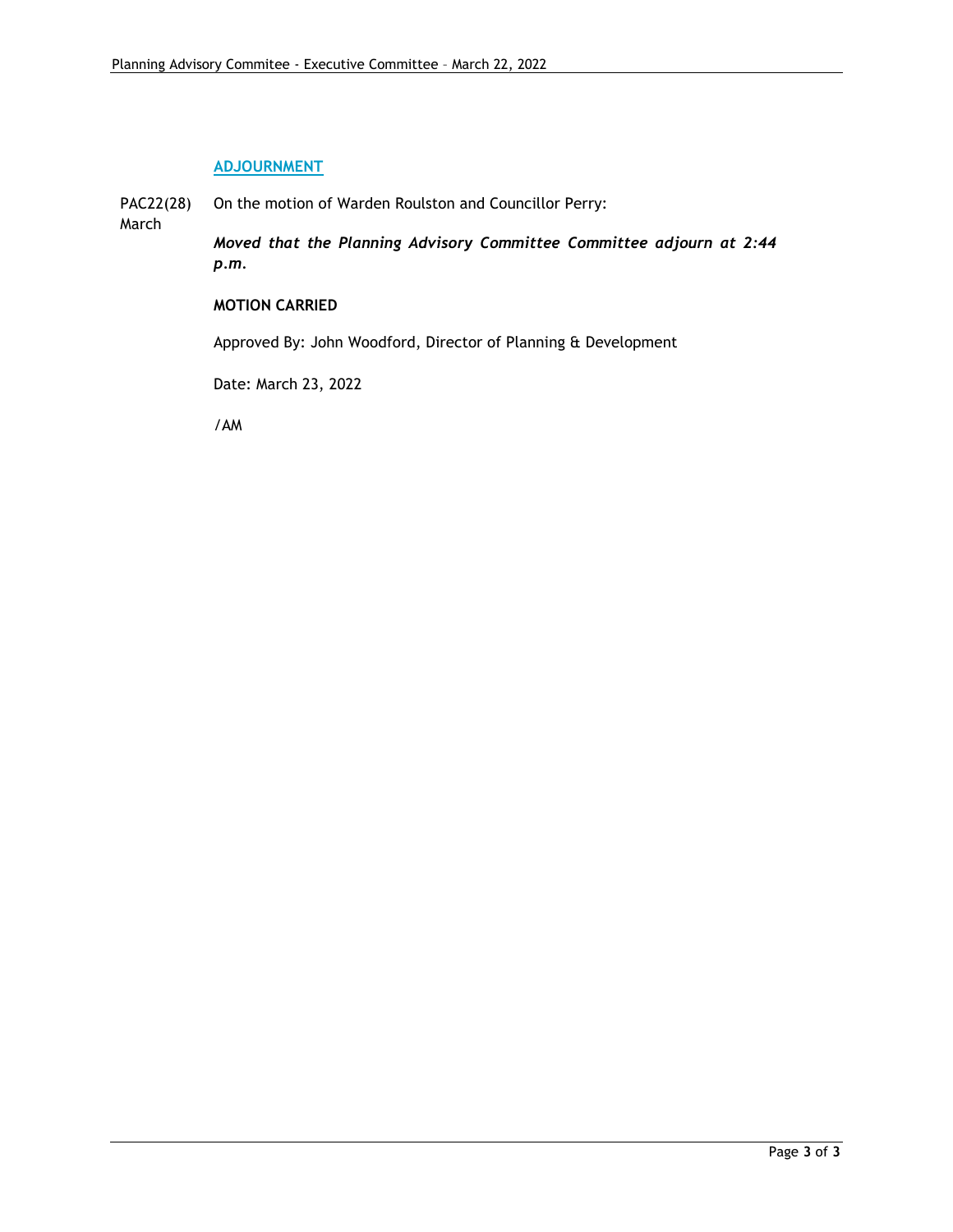## ADJOURNMENT

PAC22(28) March

On the motion of Warden Roulston and Councillor Perry:

***Moved that the Planning Advisory Committee Committee adjourn at 2:44 p.m.***

**MOTION CARRIED**

Approved By: John Woodford, Director of Planning & Development

Date: March 23, 2022

/AM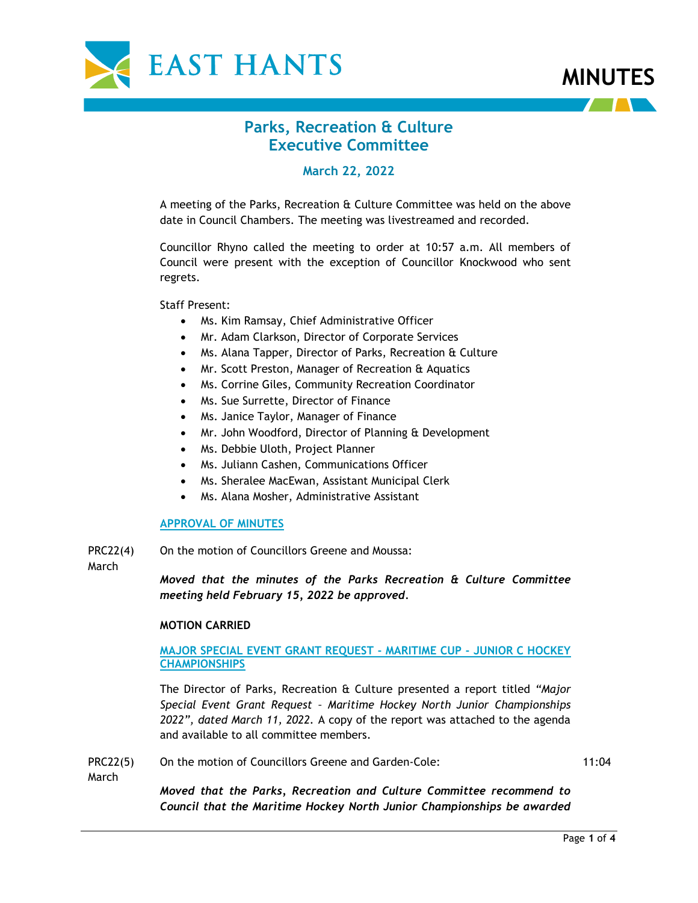# MINUTES

## Parks, Recreation & Culture Executive Committee

### March 22, 2022

A meeting of the Parks, Recreation & Culture Committee was held on the above date in Council Chambers. The meeting was livestreamed and recorded.

Councillor Rhyno called the meeting to order at 10:57 a.m. All members of Council were present with the exception of Councillor Knockwood who sent regrets.

Staff Present:

- Ms. Kim Ramsay, Chief Administrative Officer
- Mr. Adam Clarkson, Director of Corporate Services
- Ms. Alana Tapper, Director of Parks, Recreation & Culture
- Mr. Scott Preston, Manager of Recreation & Aquatics
- Ms. Corrine Giles, Community Recreation Coordinator
- Ms. Sue Surrette, Director of Finance
- Ms. Janice Taylor, Manager of Finance
- Mr. John Woodford, Director of Planning & Development
- Ms. Debbie Uloth, Project Planner
- Ms. Juliann Cashen, Communications Officer
- Ms. Sheralee MacEwan, Assistant Municipal Clerk
- Ms. Alana Mosher, Administrative Assistant

**APPROVAL OF MINUTES**

PRC22(4) March

On the motion of Councillors Greene and Moussa:

***Moved that the minutes of the Parks Recreation & Culture Committee meeting held February 15, 2022 be approved.***

**MOTION CARRIED**

**MAJOR SPECIAL EVENT GRANT REQUEST - MARITIME CUP - JUNIOR C HOCKEY CHAMPIONSHIPS**

The Director of Parks, Recreation & Culture presented a report titled *"Major Special Event Grant Request – Maritime Hockey North Junior Championships 2022", dated March 11, 2022.* A copy of the report was attached to the agenda and available to all committee members.

PRC22(5) March

On the motion of Councillors Greene and Garden-Cole: 11:04

***Moved that the Parks, Recreation and Culture Committee recommend to Council that the Maritime Hockey North Junior Championships be awarded***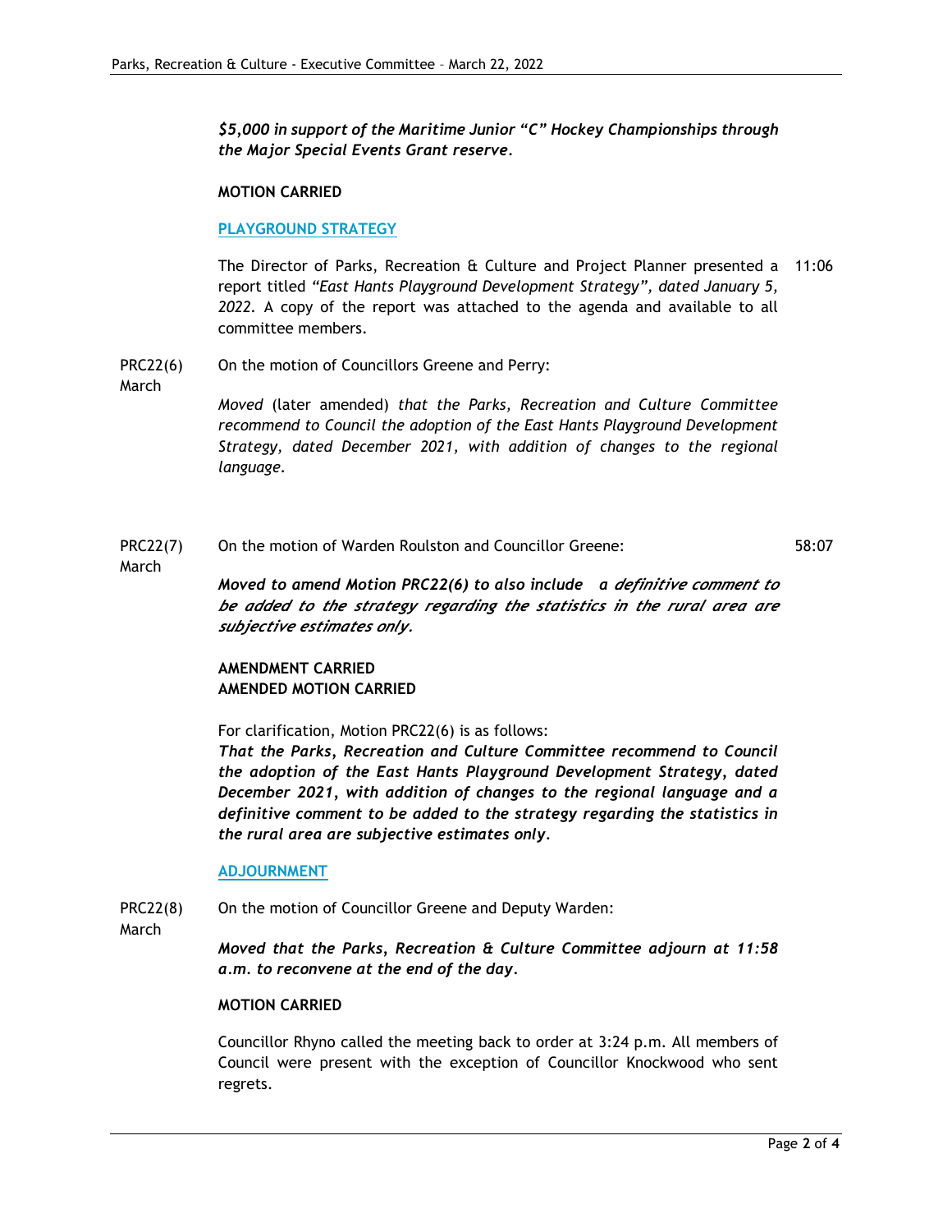*$5,000 in support of the Maritime Junior "C" Hockey Championships through the Major Special Events Grant reserve.*

**MOTION CARRIED**

## PLAYGROUND STRATEGY

The Director of Parks, Recreation & Culture and Project Planner presented a report titled *"East Hants Playground Development Strategy", dated January 5, 2022.* A copy of the report was attached to the agenda and available to all committee members. 11:06

PRC22(6) March — On the motion of Councillors Greene and Perry:

*Moved* (later amended) *that the Parks, Recreation and Culture Committee recommend to Council the adoption of the East Hants Playground Development Strategy, dated December 2021, with addition of changes to the regional language.*

PRC22(7) March — On the motion of Warden Roulston and Councillor Greene: 58:07

***Moved to amend Motion PRC22(6) to also include a definitive comment to be added to the strategy regarding the statistics in the rural area are subjective estimates only.***

**AMENDMENT CARRIED**
**AMENDED MOTION CARRIED**

For clarification, Motion PRC22(6) is as follows:
***That the Parks, Recreation and Culture Committee recommend to Council the adoption of the East Hants Playground Development Strategy, dated December 2021, with addition of changes to the regional language and a definitive comment to be added to the strategy regarding the statistics in the rural area are subjective estimates only.***

## ADJOURNMENT

PRC22(8) March — On the motion of Councillor Greene and Deputy Warden:

***Moved that the Parks, Recreation & Culture Committee adjourn at 11:58 a.m. to reconvene at the end of the day.***

**MOTION CARRIED**

Councillor Rhyno called the meeting back to order at 3:24 p.m. All members of Council were present with the exception of Councillor Knockwood who sent regrets.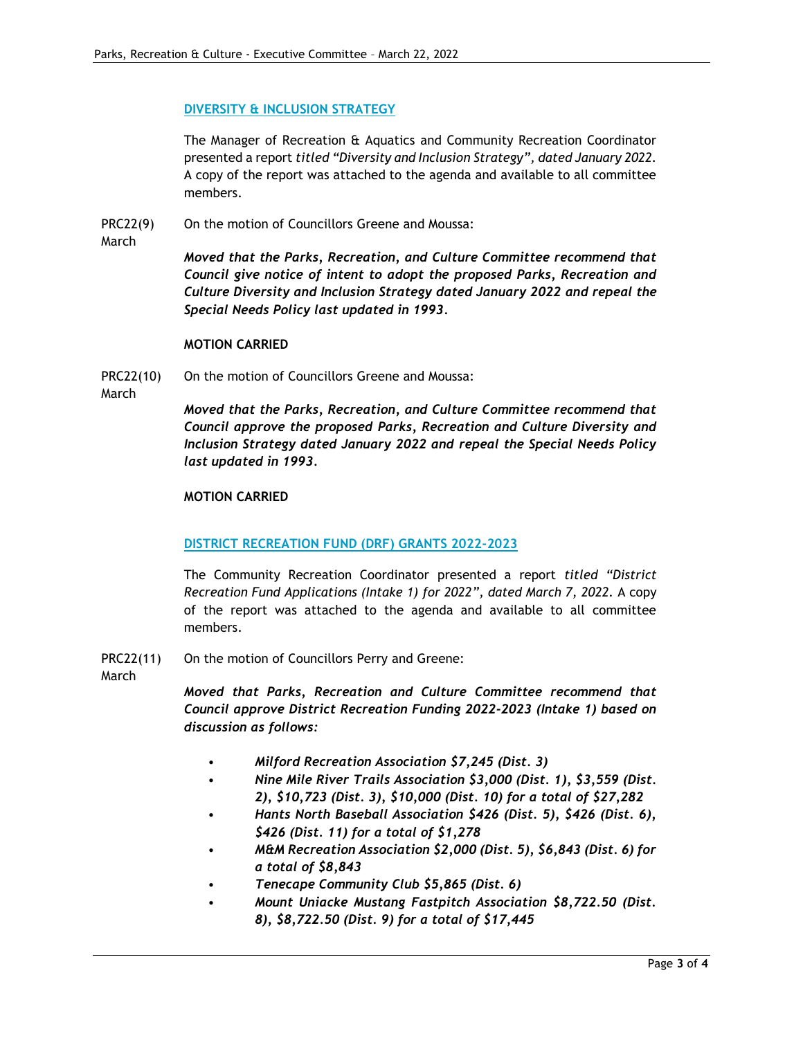## DIVERSITY & INCLUSION STRATEGY

The Manager of Recreation & Aquatics and Community Recreation Coordinator presented a report *titled "Diversity and Inclusion Strategy", dated January 2022*. A copy of the report was attached to the agenda and available to all committee members.

PRC22(9) March

On the motion of Councillors Greene and Moussa:

***Moved that the Parks, Recreation, and Culture Committee recommend that Council give notice of intent to adopt the proposed Parks, Recreation and Culture Diversity and Inclusion Strategy dated January 2022 and repeal the Special Needs Policy last updated in 1993.***

**MOTION CARRIED**

PRC22(10) March

On the motion of Councillors Greene and Moussa:

***Moved that the Parks, Recreation, and Culture Committee recommend that Council approve the proposed Parks, Recreation and Culture Diversity and Inclusion Strategy dated January 2022 and repeal the Special Needs Policy last updated in 1993.***

**MOTION CARRIED**

## DISTRICT RECREATION FUND (DRF) GRANTS 2022-2023

The Community Recreation Coordinator presented a report *titled "District Recreation Fund Applications (Intake 1) for 2022", dated March 7, 2022*. A copy of the report was attached to the agenda and available to all committee members.

PRC22(11) March

On the motion of Councillors Perry and Greene:

***Moved that Parks, Recreation and Culture Committee recommend that Council approve District Recreation Funding 2022-2023 (Intake 1) based on discussion as follows:***

- ***Milford Recreation Association $7,245 (Dist. 3)***
- ***Nine Mile River Trails Association $3,000 (Dist. 1), $3,559 (Dist. 2), $10,723 (Dist. 3), $10,000 (Dist. 10) for a total of $27,282***
- ***Hants North Baseball Association $426 (Dist. 5), $426 (Dist. 6), $426 (Dist. 11) for a total of $1,278***
- ***M&M Recreation Association $2,000 (Dist. 5), $6,843 (Dist. 6) for a total of $8,843***
- ***Tenecape Community Club $5,865 (Dist. 6)***
- ***Mount Uniacke Mustang Fastpitch Association $8,722.50 (Dist. 8), $8,722.50 (Dist. 9) for a total of $17,445***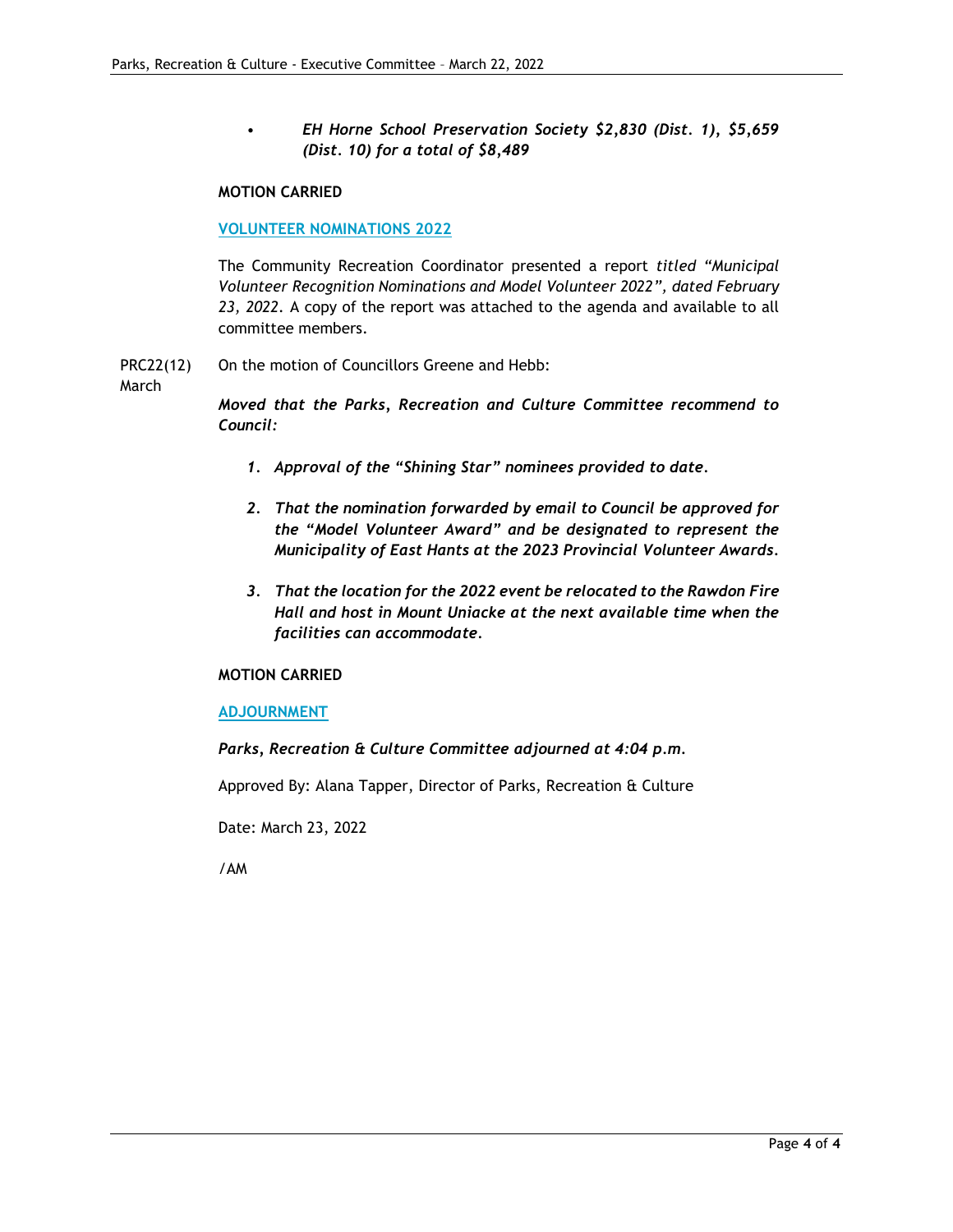- ***EH Horne School Preservation Society $2,830 (Dist. 1), $5,659 (Dist. 10) for a total of $8,489***

**MOTION CARRIED**

**VOLUNTEER NOMINATIONS 2022**

The Community Recreation Coordinator presented a report *titled "Municipal Volunteer Recognition Nominations and Model Volunteer 2022", dated February 23, 2022*. A copy of the report was attached to the agenda and available to all committee members.

PRC22(12) March

On the motion of Councillors Greene and Hebb:

***Moved that the Parks, Recreation and Culture Committee recommend to Council:***

1. ***Approval of the "Shining Star" nominees provided to date.***

2. ***That the nomination forwarded by email to Council be approved for the "Model Volunteer Award" and be designated to represent the Municipality of East Hants at the 2023 Provincial Volunteer Awards.***

3. ***That the location for the 2022 event be relocated to the Rawdon Fire Hall and host in Mount Uniacke at the next available time when the facilities can accommodate.***

**MOTION CARRIED**

**ADJOURNMENT**

***Parks, Recreation & Culture Committee adjourned at 4:04 p.m.***

Approved By: Alana Tapper, Director of Parks, Recreation & Culture

Date: March 23, 2022

/AM